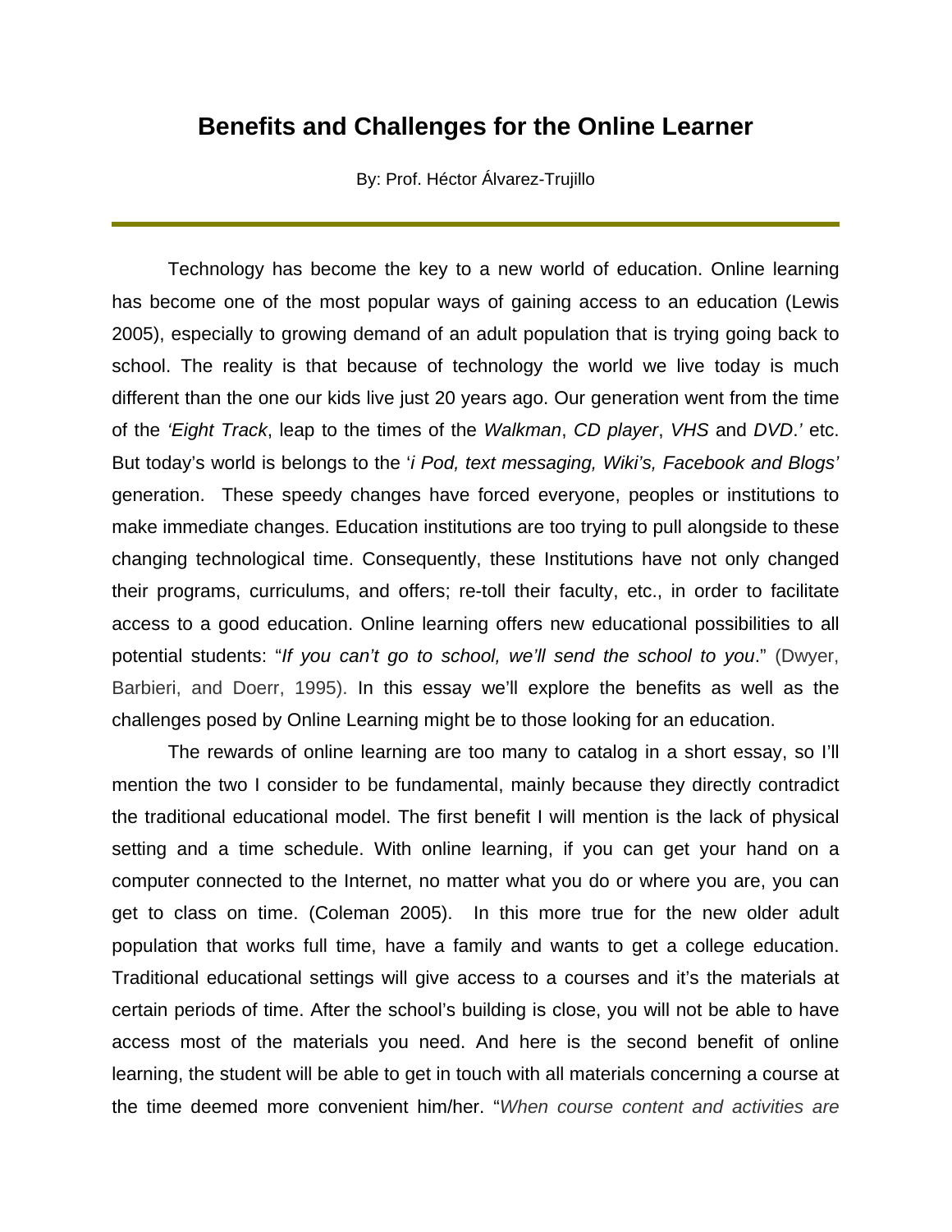# Benefits and Challenges for the Online Learner

By: Prof. Héctor Álvarez-Trujillo

---

Technology has become the key to a new world of education. Online learning has become one of the most popular ways of gaining access to an education (Lewis 2005), especially to growing demand of an adult population that is trying going back to school. The reality is that because of technology the world we live today is much different than the one our kids live just 20 years ago. Our generation went from the time of the *'Eight Track*, leap to the times of the *Walkman*, *CD player*, *VHS* and *DVD*.*'* etc. But today's world is belongs to the '*i Pod, text messaging, Wiki's, Facebook and Blogs'* generation. These speedy changes have forced everyone, peoples or institutions to make immediate changes. Education institutions are too trying to pull alongside to these changing technological time. Consequently, these Institutions have not only changed their programs, curriculums, and offers; re-toll their faculty, etc., in order to facilitate access to a good education. Online learning offers new educational possibilities to all potential students: "*If you can't go to school, we'll send the school to you*." (Dwyer, Barbieri, and Doerr, 1995). In this essay we'll explore the benefits as well as the challenges posed by Online Learning might be to those looking for an education.

The rewards of online learning are too many to catalog in a short essay, so I'll mention the two I consider to be fundamental, mainly because they directly contradict the traditional educational model. The first benefit I will mention is the lack of physical setting and a time schedule. With online learning, if you can get your hand on a computer connected to the Internet, no matter what you do or where you are, you can get to class on time. (Coleman 2005). In this more true for the new older adult population that works full time, have a family and wants to get a college education. Traditional educational settings will give access to a courses and it's the materials at certain periods of time. After the school's building is close, you will not be able to have access most of the materials you need. And here is the second benefit of online learning, the student will be able to get in touch with all materials concerning a course at the time deemed more convenient him/her. "*When course content and activities are*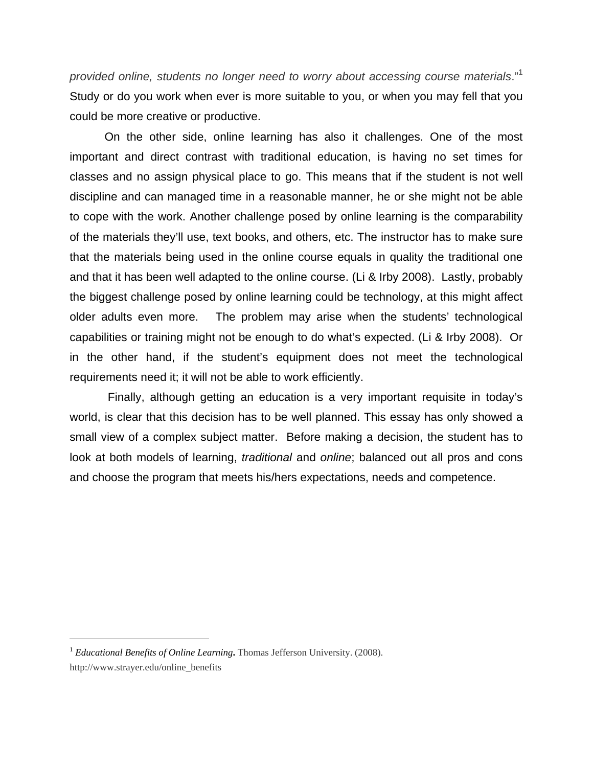*provided online, students no longer need to worry about accessing course materials*."[1] Study or do you work when ever is more suitable to you, or when you may fell that you could be more creative or productive.

On the other side, online learning has also it challenges. One of the most important and direct contrast with traditional education, is having no set times for classes and no assign physical place to go. This means that if the student is not well discipline and can managed time in a reasonable manner, he or she might not be able to cope with the work. Another challenge posed by online learning is the comparability of the materials they'll use, text books, and others, etc. The instructor has to make sure that the materials being used in the online course equals in quality the traditional one and that it has been well adapted to the online course. (Li & Irby 2008). Lastly, probably the biggest challenge posed by online learning could be technology, at this might affect older adults even more. The problem may arise when the students' technological capabilities or training might not be enough to do what's expected. (Li & Irby 2008). Or in the other hand, if the student's equipment does not meet the technological requirements need it; it will not be able to work efficiently.

Finally, although getting an education is a very important requisite in today's world, is clear that this decision has to be well planned. This essay has only showed a small view of a complex subject matter. Before making a decision, the student has to look at both models of learning, *traditional* and *online*; balanced out all pros and cons and choose the program that meets his/hers expectations, needs and competence.

---

[1] ***Educational Benefits of Online Learning.*** Thomas Jefferson University. (2008). http://www.strayer.edu/online_benefits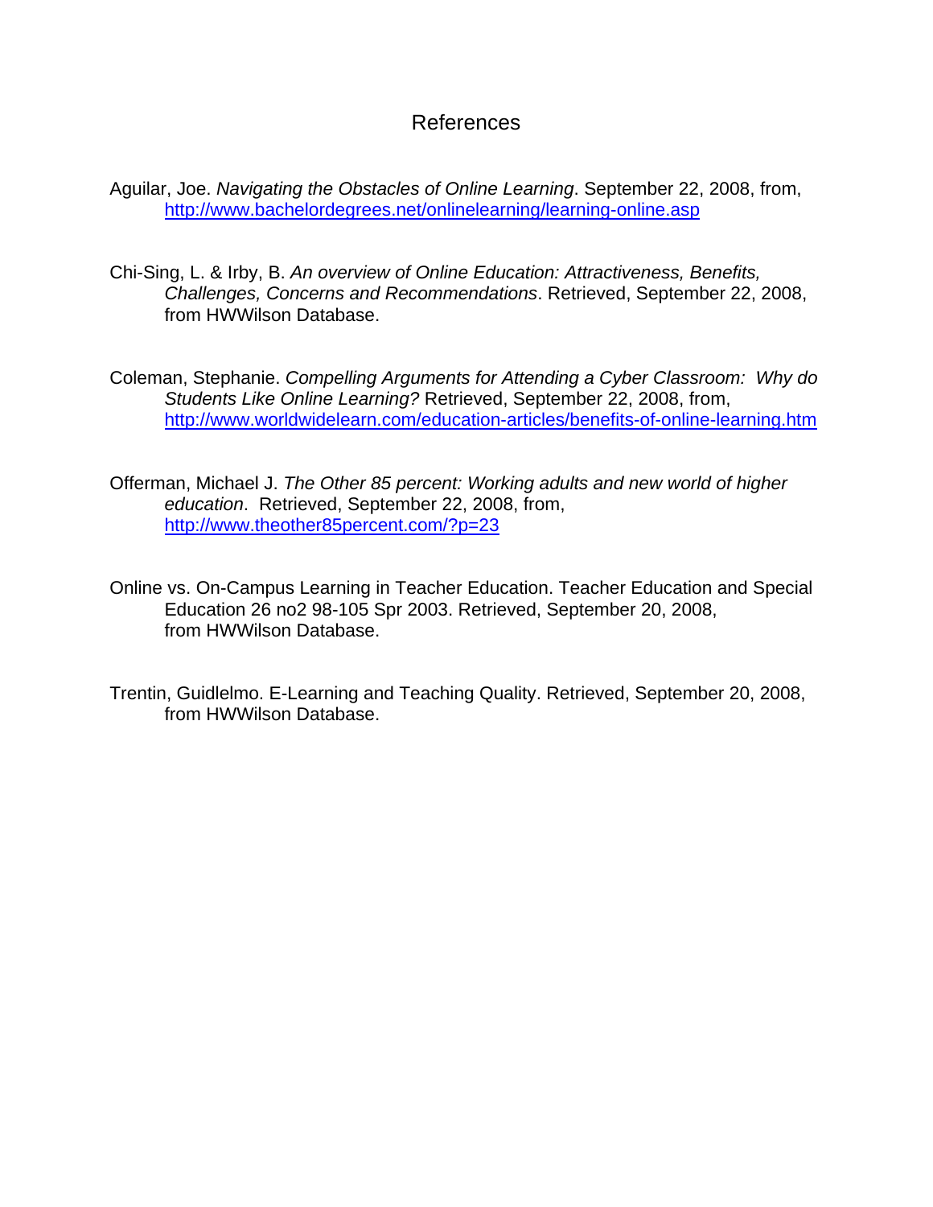# References

Aguilar, Joe. *Navigating the Obstacles of Online Learning*. September 22, 2008, from, http://www.bachelordegrees.net/onlinelearning/learning-online.asp

Chi-Sing, L. & Irby, B. *An overview of Online Education: Attractiveness, Benefits, Challenges, Concerns and Recommendations*. Retrieved, September 22, 2008, from HWWilson Database.

Coleman, Stephanie. *Compelling Arguments for Attending a Cyber Classroom: Why do Students Like Online Learning?* Retrieved, September 22, 2008, from, http://www.worldwidelearn.com/education-articles/benefits-of-online-learning.htm

Offerman, Michael J. *The Other 85 percent: Working adults and new world of higher education*. Retrieved, September 22, 2008, from, http://www.theother85percent.com/?p=23

Online vs. On-Campus Learning in Teacher Education. Teacher Education and Special Education 26 no2 98-105 Spr 2003. Retrieved, September 20, 2008, from HWWilson Database.

Trentin, Guidlelmo. E-Learning and Teaching Quality. Retrieved, September 20, 2008, from HWWilson Database.